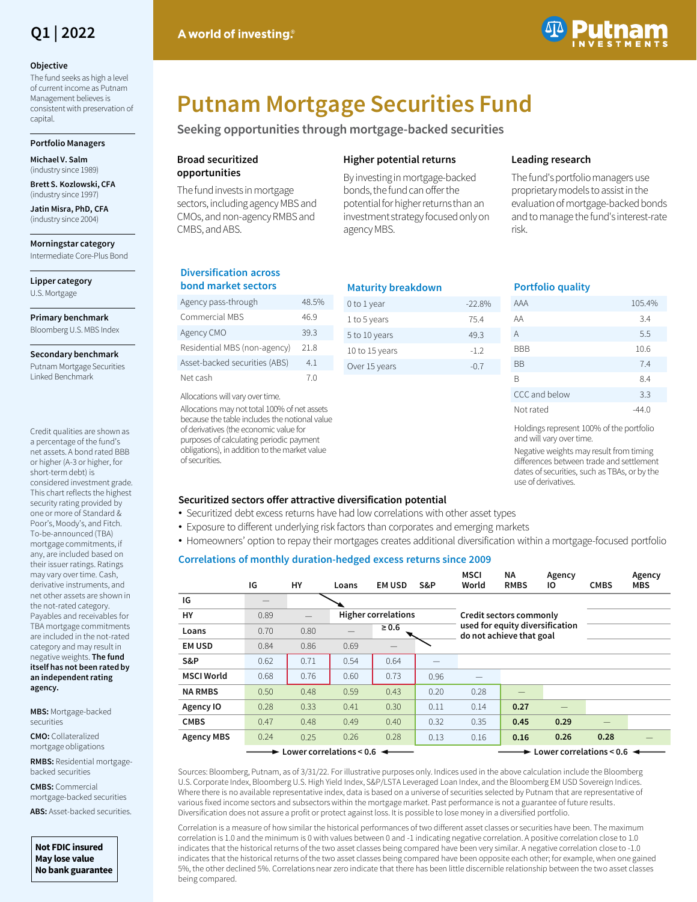Q1 | 2022

A world of investing.®

Putnam INVESTMENTS

# Putnam Mortgage Securities Fund

## Seeking opportunities through mortgage-backed securities

**Objective**

The fund seeks as high a level of current income as Putnam Management believes is consistent with preservation of capital.

**Portfolio Managers**

**Michael V. Salm** (industry since 1989)

**Brett S. Kozlowski, CFA** (industry since 1997)

**Jatin Misra, PhD, CFA** (industry since 2004)

**Morningstar category**

Intermediate Core-Plus Bond

**Lipper category**

U.S. Mortgage

**Primary benchmark**

Bloomberg U.S. MBS Index

**Secondary benchmark**

Putnam Mortgage Securities Linked Benchmark

### Broad securitized opportunities

The fund invests in mortgage sectors, including agency MBS and CMOs, and non-agency RMBS and CMBS, and ABS.

### Higher potential returns

By investing in mortgage-backed bonds, the fund can offer the potential for higher returns than an investment strategy focused only on agency MBS.

### Leading research

The fund's portfolio managers use proprietary models to assist in the evaluation of mortgage-backed bonds and to manage the fund's interest-rate risk.

### Diversification across bond market sectors

| | |
|---|---|
| Agency pass-through | 48.5% |
| Commercial MBS | 46.9 |
| Agency CMO | 39.3 |
| Residential MBS (non-agency) | 21.8 |
| Asset-backed securities (ABS) | 4.1 |
| Net cash | 7.0 |

Allocations will vary over time.

Allocations may not total 100% of net assets because the table includes the notional value of derivatives (the economic value for purposes of calculating periodic payment obligations), in addition to the market value of securities.

### Maturity breakdown

| | |
|---|---|
| 0 to 1 year | -22.8% |
| 1 to 5 years | 75.4 |
| 5 to 10 years | 49.3 |
| 10 to 15 years | -1.2 |
| Over 15 years | -0.7 |

### Portfolio quality

| | |
|---|---|
| AAA | 105.4% |
| AA | 3.4 |
| A | 5.5 |
| BBB | 10.6 |
| BB | 7.4 |
| B | 8.4 |
| CCC and below | 3.3 |
| Not rated | -44.0 |

Holdings represent 100% of the portfolio and will vary over time.

Negative weights may result from timing differences between trade and settlement dates of securities, such as TBAs, or by the use of derivatives.

Credit qualities are shown as a percentage of the fund's net assets. A bond rated BBB or higher (A-3 or higher, for short-term debt) is considered investment grade. This chart reflects the highest security rating provided by one or more of Standard & Poor's, Moody's, and Fitch. To-be-announced (TBA) mortgage commitments, if any, are included based on their issuer ratings. Ratings may vary over time. Cash, derivative instruments, and net other assets are shown in the not-rated category. Payables and receivables for TBA mortgage commitments are included in the not-rated category and may result in negative weights. **The fund itself has not been rated by an independent rating agency.**

### Securitized sectors offer attractive diversification potential

- Securitized debt excess returns have had low correlations with other asset types
- Exposure to different underlying risk factors than corporates and emerging markets
- Homeowners' option to repay their mortgages creates additional diversification within a mortgage-focused portfolio

### Correlations of monthly duration-hedged excess returns since 2009

| | IG | HY | Loans | EM USD | S&P | MSCI World | NA RMBS | Agency IO | CMBS | Agency MBS |
|---|---|---|---|---|---|---|---|---|---|---|
| IG | — | | | | | | | | | |
| HY | 0.89 | — | | | | | | | | |
| Loans | 0.70 | 0.80 | — | | | | | | | |
| EM USD | 0.84 | 0.86 | 0.69 | — | | | | | | |
| S&P | 0.62 | 0.71 | 0.54 | 0.64 | — | | | | | |
| MSCI World | 0.68 | 0.76 | 0.60 | 0.73 | 0.96 | — | | | | |
| NA RMBS | 0.50 | 0.48 | 0.59 | 0.43 | 0.20 | 0.28 | — | | | |
| Agency IO | 0.28 | 0.33 | 0.41 | 0.30 | 0.11 | 0.14 | **0.27** | — | | |
| CMBS | 0.47 | 0.48 | 0.49 | 0.40 | 0.32 | 0.35 | **0.45** | **0.29** | — | |
| Agency MBS | 0.24 | 0.25 | 0.26 | 0.28 | 0.13 | 0.16 | **0.16** | **0.26** | **0.28** | — |

Higher correlations ≥ 0.6

Credit sectors commonly used for equity diversification do not achieve that goal

Lower correlations < 0.6

Lower correlations < 0.6

Sources: Bloomberg, Putnam, as of 3/31/22. For illustrative purposes only. Indices used in the above calculation include the Bloomberg U.S. Corporate Index, Bloomberg U.S. High Yield Index, S&P/LSTA Leveraged Loan Index, and the Bloomberg EM USD Sovereign Indices. Where there is no available representative index, data is based on a universe of securities selected by Putnam that are representative of various fixed income sectors and subsectors within the mortgage market. Past performance is not a guarantee of future results. Diversification does not assure a profit or protect against loss. It is possible to lose money in a diversified portfolio.

Correlation is a measure of how similar the historical performances of two different asset classes or securities have been. The maximum correlation is 1.0 and the minimum is 0 with values between 0 and -1 indicating negative correlation. A positive correlation close to 1.0 indicates that the historical returns of the two asset classes being compared have been very similar. A negative correlation close to -1.0 indicates that the historical returns of the two asset classes being compared have been opposite each other; for example, when one gained 5%, the other declined 5%. Correlations near zero indicate that there has been little discernible relationship between the two asset classes being compared.

**MBS:** Mortgage-backed securities

**CMO:** Collateralized mortgage obligations

**RMBS:** Residential mortgage-backed securities

**CMBS:** Commercial mortgage-backed securities

**ABS:** Asset-backed securities.

**Not FDIC insured**
**May lose value**
**No bank guarantee**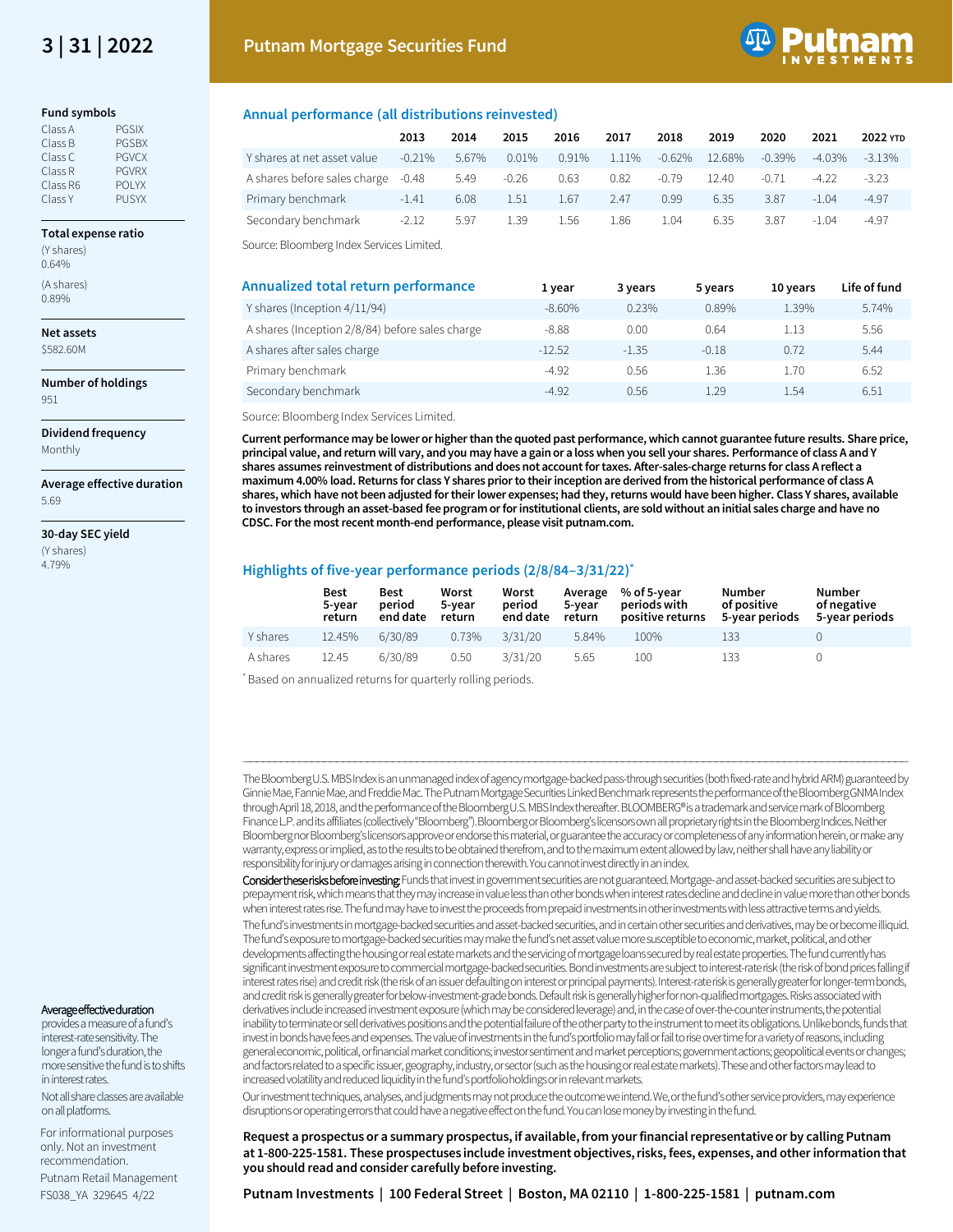**3 | 31 | 2022**

# Putnam Mortgage Securities Fund

### Fund symbols

| | |
|---|---|
| Class A | PGSIX |
| Class B | PGSBX |
| Class C | PGVCX |
| Class R | PGVRX |
| Class R6 | POLYX |
| Class Y | PUSYX |

**Total expense ratio**

(Y shares)
0.64%

(A shares)
0.89%

**Net assets**

$582.60M

**Number of holdings**

951

**Dividend frequency**

Monthly

**Average effective duration**

5.69

**30-day SEC yield**

(Y shares)
4.79%

## Annual performance (all distributions reinvested)

| | 2013 | 2014 | 2015 | 2016 | 2017 | 2018 | 2019 | 2020 | 2021 | 2022 YTD |
|---|---|---|---|---|---|---|---|---|---|---|
| Y shares at net asset value | -0.21% | 5.67% | 0.01% | 0.91% | 1.11% | -0.62% | 12.68% | -0.39% | -4.03% | -3.13% |
| A shares before sales charge | -0.48 | 5.49 | -0.26 | 0.63 | 0.82 | -0.79 | 12.40 | -0.71 | -4.22 | -3.23 |
| Primary benchmark | -1.41 | 6.08 | 1.51 | 1.67 | 2.47 | 0.99 | 6.35 | 3.87 | -1.04 | -4.97 |
| Secondary benchmark | -2.12 | 5.97 | 1.39 | 1.56 | 1.86 | 1.04 | 6.35 | 3.87 | -1.04 | -4.97 |

Source: Bloomberg Index Services Limited.

## Annualized total return performance

| | 1 year | 3 years | 5 years | 10 years | Life of fund |
|---|---|---|---|---|---|
| Y shares (Inception 4/11/94) | -8.60% | 0.23% | 0.89% | 1.39% | 5.74% |
| A shares (Inception 2/8/84) before sales charge | -8.88 | 0.00 | 0.64 | 1.13 | 5.56 |
| A shares after sales charge | -12.52 | -1.35 | -0.18 | 0.72 | 5.44 |
| Primary benchmark | -4.92 | 0.56 | 1.36 | 1.70 | 6.52 |
| Secondary benchmark | -4.92 | 0.56 | 1.29 | 1.54 | 6.51 |

Source: Bloomberg Index Services Limited.

**Current performance may be lower or higher than the quoted past performance, which cannot guarantee future results. Share price, principal value, and return will vary, and you may have a gain or a loss when you sell your shares. Performance of class A and Y shares assumes reinvestment of distributions and does not account for taxes. After-sales-charge returns for class A reflect a maximum 4.00% load. Returns for class Y shares prior to their inception are derived from the historical performance of class A shares, which have not been adjusted for their lower expenses; had they, returns would have been higher. Class Y shares, available to investors through an asset-based fee program or for institutional clients, are sold without an initial sales charge and have no CDSC. For the most recent month-end performance, please visit putnam.com.**

## Highlights of five-year performance periods (2/8/84–3/31/22)*

| | Best 5-year return | Best period end date | Worst 5-year return | Worst period end date | Average 5-year return | % of 5-year periods with positive returns | Number of positive 5-year periods | Number of negative 5-year periods |
|---|---|---|---|---|---|---|---|---|
| Y shares | 12.45% | 6/30/89 | 0.73% | 3/31/20 | 5.84% | 100% | 133 | 0 |
| A shares | 12.45 | 6/30/89 | 0.50 | 3/31/20 | 5.65 | 100 | 133 | 0 |

* Based on annualized returns for quarterly rolling periods.

The Bloomberg U.S. MBS Index is an unmanaged index of agency mortgage-backed pass-through securities (both fixed-rate and hybrid ARM) guaranteed by Ginnie Mae, Fannie Mae, and Freddie Mac. The Putnam Mortgage Securities Linked Benchmark represents the performance of the Bloomberg GNMA Index through April 18, 2018, and the performance of the Bloomberg U.S. MBS Index thereafter. BLOOMBERG® is a trademark and service mark of Bloomberg Finance L.P. and its affiliates (collectively "Bloomberg"). Bloomberg or Bloomberg's licensors own all proprietary rights in the Bloomberg Indices. Neither Bloomberg nor Bloomberg's licensors approve or endorse this material, or guarantee the accuracy or completeness of any information herein, or make any warranty, express or implied, as to the results to be obtained therefrom, and to the maximum extent allowed by law, neither shall have any liability or responsibility for injury or damages arising in connection therewith. You cannot invest directly in an index.

**Consider these risks before investing:** Funds that invest in government securities are not guaranteed. Mortgage- and asset-backed securities are subject to prepayment risk, which means that they may increase in value less than other bonds when interest rates decline and decline in value more than other bonds when interest rates rise. The fund may have to invest the proceeds from prepaid investments in other investments with less attractive terms and yields.

The fund's investments in mortgage-backed securities and asset-backed securities, and in certain other securities and derivatives, may be or become illiquid. The fund's exposure to mortgage-backed securities may make the fund's net asset value more susceptible to economic, market, political, and other developments affecting the housing or real estate markets and the servicing of mortgage loans secured by real estate properties. The fund currently has significant investment exposure to commercial mortgage-backed securities. Bond investments are subject to interest-rate risk (the risk of bond prices falling if interest rates rise) and credit risk (the risk of an issuer defaulting on interest or principal payments). Interest-rate risk is generally greater for longer-term bonds, and credit risk is generally greater for below-investment-grade bonds. Default risk is generally higher for non-qualified mortgages. Risks associated with derivatives include increased investment exposure (which may be considered leverage) and, in the case of over-the-counter instruments, the potential inability to terminate or sell derivatives positions and the potential failure of the other party to the instrument to meet its obligations. Unlike bonds, funds that invest in bonds have fees and expenses. The value of investments in the fund's portfolio may fall or fail to rise over time for a variety of reasons, including general economic, political, or financial market conditions; investor sentiment and market perceptions; government actions; geopolitical events or changes; and factors related to a specific issuer, geography, industry, or sector (such as the housing or real estate markets). These and other factors may lead to increased volatility and reduced liquidity in the fund's portfolio holdings or in relevant markets.

Our investment techniques, analyses, and judgments may not produce the outcome we intend. We, or the fund's other service providers, may experience disruptions or operating errors that could have a negative effect on the fund. You can lose money by investing in the fund.

**Average effective duration** provides a measure of a fund's interest-rate sensitivity. The longer a fund's duration, the more sensitive the fund is to shifts in interest rates.

Not all share classes are available on all platforms.

For informational purposes only. Not an investment recommendation.

Putnam Retail Management

FS038_YA 329645 4/22

**Request a prospectus or a summary prospectus, if available, from your financial representative or by calling Putnam at 1-800-225-1581. These prospectuses include investment objectives, risks, fees, expenses, and other information that you should read and consider carefully before investing.**

**Putnam Investments | 100 Federal Street | Boston, MA 02110 | 1-800-225-1581 | putnam.com**